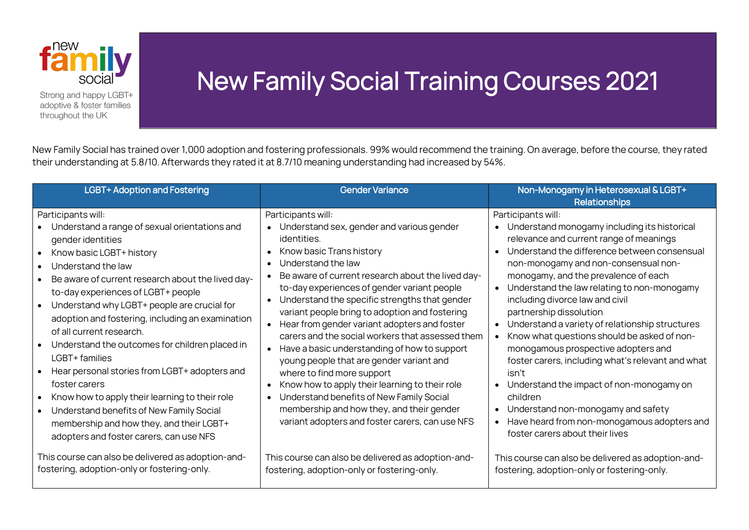new family social

Strong and happy LGBT+ adoptive & foster families throughout the UK

# New Family Social Training Courses 2021

New Family Social has trained over 1,000 adoption and fostering professionals. 99% would recommend the training. On average, before the course, they rated their understanding at 5.8/10. Afterwards they rated it at 8.7/10 meaning understanding had increased by 54%.

| LGBT+ Adoption and Fostering | Gender Variance | Non-Monogamy in Heterosexual & LGBT+ Relationships |
|---|---|---|
| Participants will:<br>• Understand a range of sexual orientations and gender identities<br>• Know basic LGBT+ history<br>• Understand the law<br>• Be aware of current research about the lived day-to-day experiences of LGBT+ people<br>• Understand why LGBT+ people are crucial for adoption and fostering, including an examination of all current research.<br>• Understand the outcomes for children placed in LGBT+ families<br>• Hear personal stories from LGBT+ adopters and foster carers<br>• Know how to apply their learning to their role<br>• Understand benefits of New Family Social membership and how they, and their LGBT+ adopters and foster carers, can use NFS<br><br>This course can also be delivered as adoption-and-fostering, adoption-only or fostering-only. | Participants will:<br>• Understand sex, gender and various gender identities.<br>• Know basic Trans history<br>• Understand the law<br>• Be aware of current research about the lived day-to-day experiences of gender variant people<br>• Understand the specific strengths that gender variant people bring to adoption and fostering<br>• Hear from gender variant adopters and foster carers and the social workers that assessed them<br>• Have a basic understanding of how to support young people that are gender variant and where to find more support<br>• Know how to apply their learning to their role<br>• Understand benefits of New Family Social membership and how they, and their gender variant adopters and foster carers, can use NFS<br><br>This course can also be delivered as adoption-and-fostering, adoption-only or fostering-only. | Participants will:<br>• Understand monogamy including its historical relevance and current range of meanings<br>• Understand the difference between consensual non-monogamy and non-consensual non-monogamy, and the prevalence of each<br>• Understand the law relating to non-monogamy including divorce law and civil partnership dissolution<br>• Understand a variety of relationship structures<br>• Know what questions should be asked of non-monogamous prospective adopters and foster carers, including what's relevant and what isn't<br>• Understand the impact of non-monogamy on children<br>• Understand non-monogamy and safety<br>• Have heard from non-monogamous adopters and foster carers about their lives<br><br>This course can also be delivered as adoption-and-fostering, adoption-only or fostering-only. |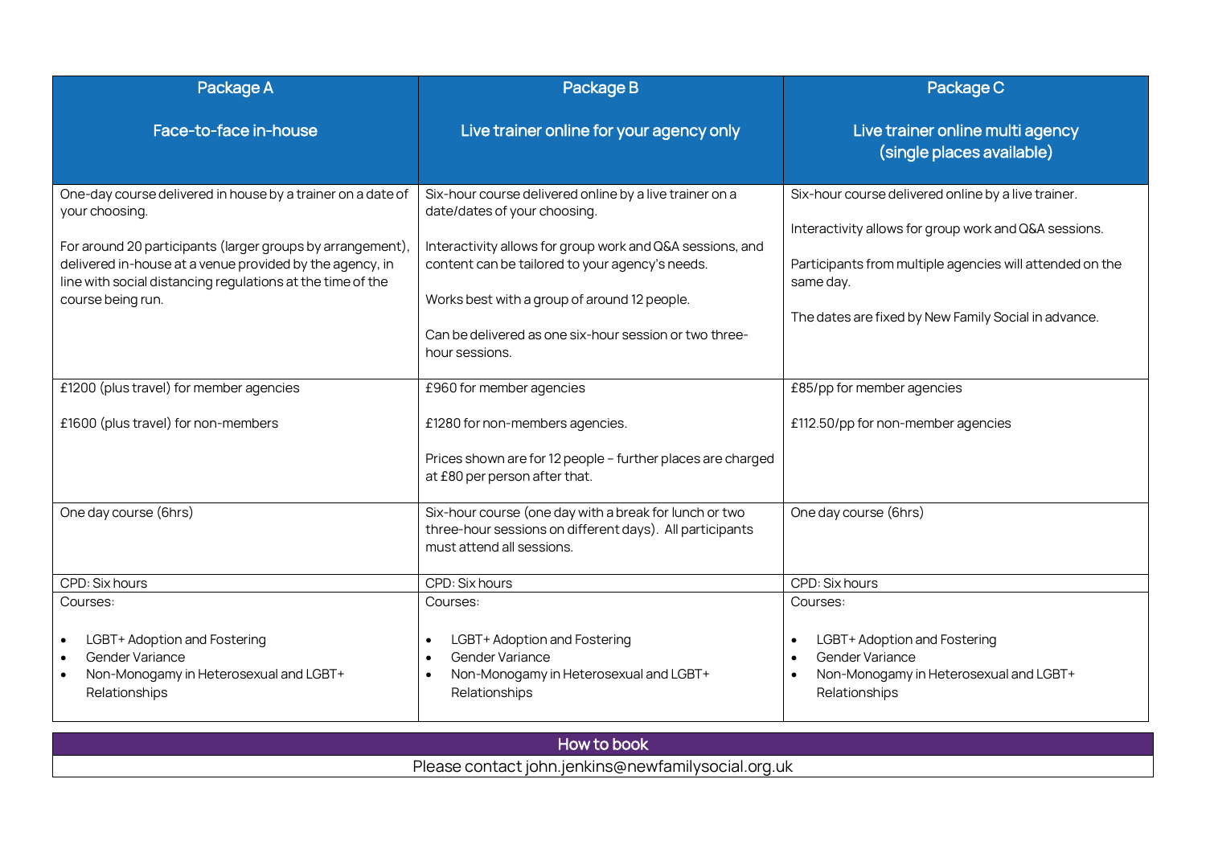| Package A<br><br>Face-to-face in-house | Package B<br><br>Live trainer online for your agency only | Package C<br><br>Live trainer online multi agency (single places available) |
|---|---|---|
| One-day course delivered in house by a trainer on a date of your choosing.<br><br>For around 20 participants (larger groups by arrangement), delivered in-house at a venue provided by the agency, in line with social distancing regulations at the time of the course being run. | Six-hour course delivered online by a live trainer on a date/dates of your choosing.<br><br>Interactivity allows for group work and Q&A sessions, and content can be tailored to your agency's needs.<br><br>Works best with a group of around 12 people.<br><br>Can be delivered as one six-hour session or two three-hour sessions. | Six-hour course delivered online by a live trainer.<br><br>Interactivity allows for group work and Q&A sessions.<br><br>Participants from multiple agencies will attended on the same day.<br><br>The dates are fixed by New Family Social in advance. |
| £1200 (plus travel) for member agencies<br><br>£1600 (plus travel) for non-members | £960 for member agencies<br><br>£1280 for non-members agencies.<br><br>Prices shown are for 12 people – further places are charged at £80 per person after that. | £85/pp for member agencies<br><br>£112.50/pp for non-member agencies |
| One day course (6hrs) | Six-hour course (one day with a break for lunch or two three-hour sessions on different days). All participants must attend all sessions. | One day course (6hrs) |
| CPD: Six hours | CPD: Six hours | CPD: Six hours |
| Courses:<br><br>• LGBT+ Adoption and Fostering<br>• Gender Variance<br>• Non-Monogamy in Heterosexual and LGBT+ Relationships | Courses:<br><br>• LGBT+ Adoption and Fostering<br>• Gender Variance<br>• Non-Monogamy in Heterosexual and LGBT+ Relationships | Courses:<br><br>• LGBT+ Adoption and Fostering<br>• Gender Variance<br>• Non-Monogamy in Heterosexual and LGBT+ Relationships |

| How to book |
|---|
| Please contact john.jenkins@newfamilysocial.org.uk |